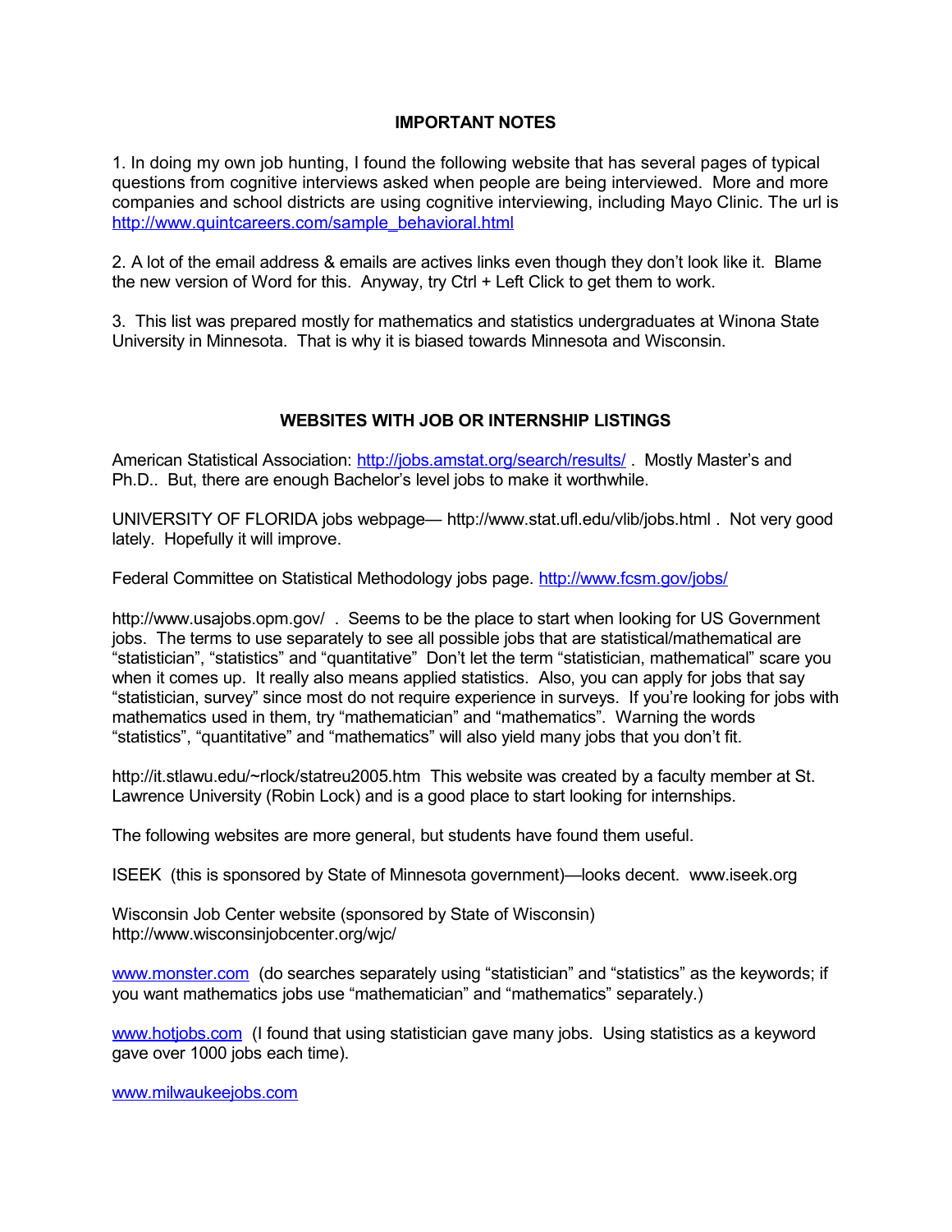## IMPORTANT NOTES

1. In doing my own job hunting, I found the following website that has several pages of typical questions from cognitive interviews asked when people are being interviewed. More and more companies and school districts are using cognitive interviewing, including Mayo Clinic. The url is http://www.quintcareers.com/sample_behavioral.html

2. A lot of the email address & emails are actives links even though they don't look like it. Blame the new version of Word for this. Anyway, try Ctrl + Left Click to get them to work.

3. This list was prepared mostly for mathematics and statistics undergraduates at Winona State University in Minnesota. That is why it is biased towards Minnesota and Wisconsin.

## WEBSITES WITH JOB OR INTERNSHIP LISTINGS

American Statistical Association: http://jobs.amstat.org/search/results/ . Mostly Master's and Ph.D.. But, there are enough Bachelor's level jobs to make it worthwhile.

UNIVERSITY OF FLORIDA jobs webpage— http://www.stat.ufl.edu/vlib/jobs.html . Not very good lately. Hopefully it will improve.

Federal Committee on Statistical Methodology jobs page. http://www.fcsm.gov/jobs/

http://www.usajobs.opm.gov/ . Seems to be the place to start when looking for US Government jobs. The terms to use separately to see all possible jobs that are statistical/mathematical are "statistician", "statistics" and "quantitative" Don't let the term "statistician, mathematical" scare you when it comes up. It really also means applied statistics. Also, you can apply for jobs that say "statistician, survey" since most do not require experience in surveys. If you're looking for jobs with mathematics used in them, try "mathematician" and "mathematics". Warning the words "statistics", "quantitative" and "mathematics" will also yield many jobs that you don't fit.

http://it.stlawu.edu/~rlock/statreu2005.htm This website was created by a faculty member at St. Lawrence University (Robin Lock) and is a good place to start looking for internships.

The following websites are more general, but students have found them useful.

ISEEK (this is sponsored by State of Minnesota government)—looks decent. www.iseek.org

Wisconsin Job Center website (sponsored by State of Wisconsin)
http://www.wisconsinjobcenter.org/wjc/

www.monster.com (do searches separately using "statistician" and "statistics" as the keywords; if you want mathematics jobs use "mathematician" and "mathematics" separately.)

www.hotjobs.com (I found that using statistician gave many jobs. Using statistics as a keyword gave over 1000 jobs each time).

www.milwaukeejobs.com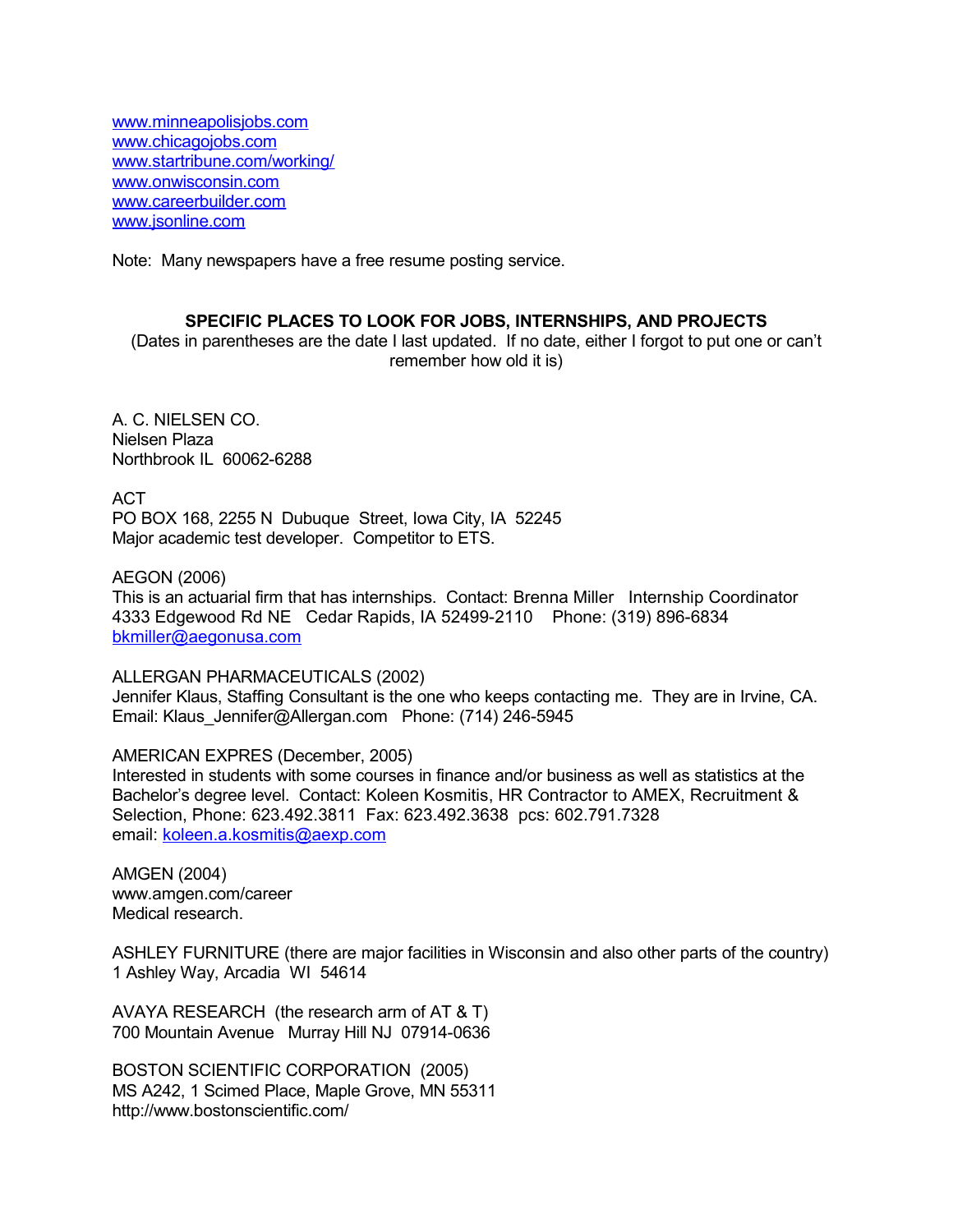[www.minneapolisjobs.com](http://www.minneapolisjobs.com)
[www.chicagojobs.com](http://www.chicagojobs.com)
[www.startribune.com/working/](http://www.startribune.com/working/)
[www.onwisconsin.com](http://www.onwisconsin.com)
[www.careerbuilder.com](http://www.careerbuilder.com)
[www.jsonline.com](http://www.jsonline.com)

Note: Many newspapers have a free resume posting service.

**SPECIFIC PLACES TO LOOK FOR JOBS, INTERNSHIPS, AND PROJECTS**
(Dates in parentheses are the date I last updated. If no date, either I forgot to put one or can't remember how old it is)

A. C. NIELSEN CO.
Nielsen Plaza
Northbrook IL 60062-6288

ACT
PO BOX 168, 2255 N Dubuque Street, Iowa City, IA 52245
Major academic test developer. Competitor to ETS.

AEGON (2006)
This is an actuarial firm that has internships. Contact: Brenna Miller Internship Coordinator
4333 Edgewood Rd NE Cedar Rapids, IA 52499-2110 Phone: (319) 896-6834
[bkmiller@aegonusa.com](mailto:bkmiller@aegonusa.com)

ALLERGAN PHARMACEUTICALS (2002)
Jennifer Klaus, Staffing Consultant is the one who keeps contacting me. They are in Irvine, CA.
Email: Klaus_Jennifer@Allergan.com Phone: (714) 246-5945

AMERICAN EXPRES (December, 2005)
Interested in students with some courses in finance and/or business as well as statistics at the Bachelor's degree level. Contact: Koleen Kosmitis, HR Contractor to AMEX, Recruitment & Selection, Phone: 623.492.3811 Fax: 623.492.3638 pcs: 602.791.7328
email: [koleen.a.kosmitis@aexp.com](mailto:koleen.a.kosmitis@aexp.com)

AMGEN (2004)
www.amgen.com/career
Medical research.

ASHLEY FURNITURE (there are major facilities in Wisconsin and also other parts of the country)
1 Ashley Way, Arcadia WI 54614

AVAYA RESEARCH (the research arm of AT & T)
700 Mountain Avenue Murray Hill NJ 07914-0636

BOSTON SCIENTIFIC CORPORATION (2005)
MS A242, 1 Scimed Place, Maple Grove, MN 55311
http://www.bostonscientific.com/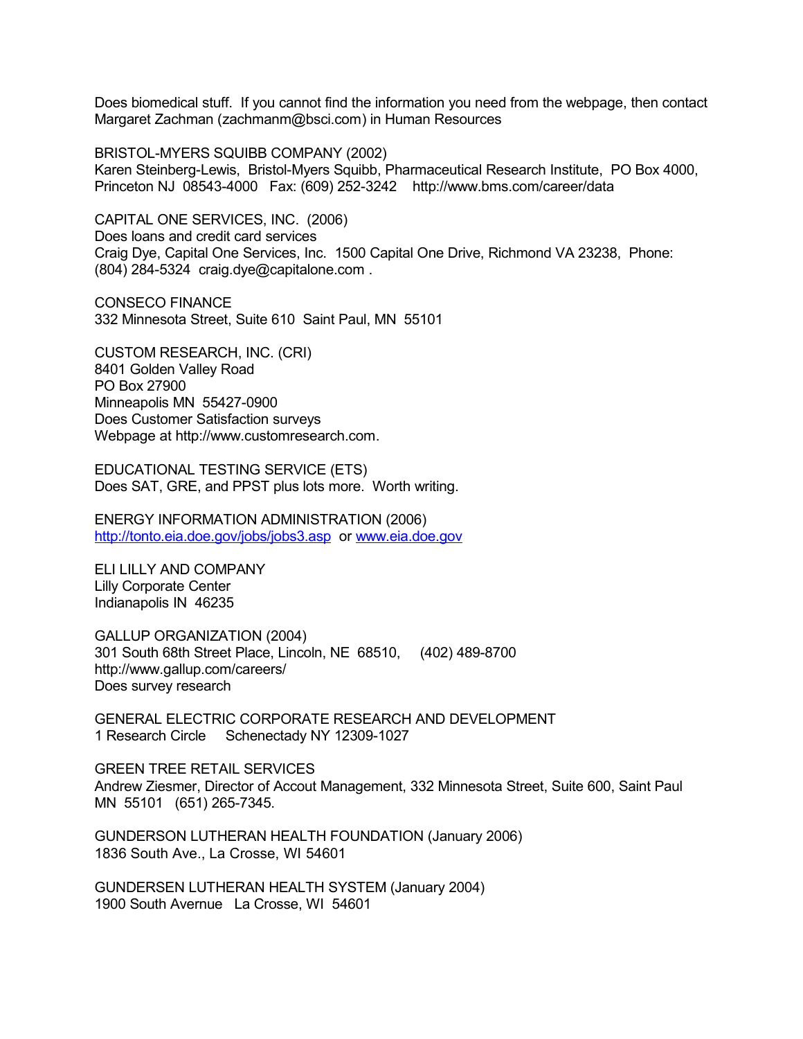Does biomedical stuff. If you cannot find the information you need from the webpage, then contact Margaret Zachman (zachmanm@bsci.com) in Human Resources

BRISTOL-MYERS SQUIBB COMPANY (2002)
Karen Steinberg-Lewis, Bristol-Myers Squibb, Pharmaceutical Research Institute, PO Box 4000, Princeton NJ 08543-4000 Fax: (609) 252-3242 http://www.bms.com/career/data

CAPITAL ONE SERVICES, INC. (2006)
Does loans and credit card services
Craig Dye, Capital One Services, Inc. 1500 Capital One Drive, Richmond VA 23238, Phone: (804) 284-5324 craig.dye@capitalone.com .

CONSECO FINANCE
332 Minnesota Street, Suite 610 Saint Paul, MN 55101

CUSTOM RESEARCH, INC. (CRI)
8401 Golden Valley Road
PO Box 27900
Minneapolis MN 55427-0900
Does Customer Satisfaction surveys
Webpage at http://www.customresearch.com.

EDUCATIONAL TESTING SERVICE (ETS)
Does SAT, GRE, and PPST plus lots more. Worth writing.

ENERGY INFORMATION ADMINISTRATION (2006)
http://tonto.eia.doe.gov/jobs/jobs3.asp or www.eia.doe.gov

ELI LILLY AND COMPANY
Lilly Corporate Center
Indianapolis IN 46235

GALLUP ORGANIZATION (2004)
301 South 68th Street Place, Lincoln, NE 68510, (402) 489-8700
http://www.gallup.com/careers/
Does survey research

GENERAL ELECTRIC CORPORATE RESEARCH AND DEVELOPMENT
1 Research Circle Schenectady NY 12309-1027

GREEN TREE RETAIL SERVICES
Andrew Ziesmer, Director of Accout Management, 332 Minnesota Street, Suite 600, Saint Paul MN 55101 (651) 265-7345.

GUNDERSON LUTHERAN HEALTH FOUNDATION (January 2006)
1836 South Ave., La Crosse, WI 54601

GUNDERSEN LUTHERAN HEALTH SYSTEM (January 2004)
1900 South Avenue La Crosse, WI 54601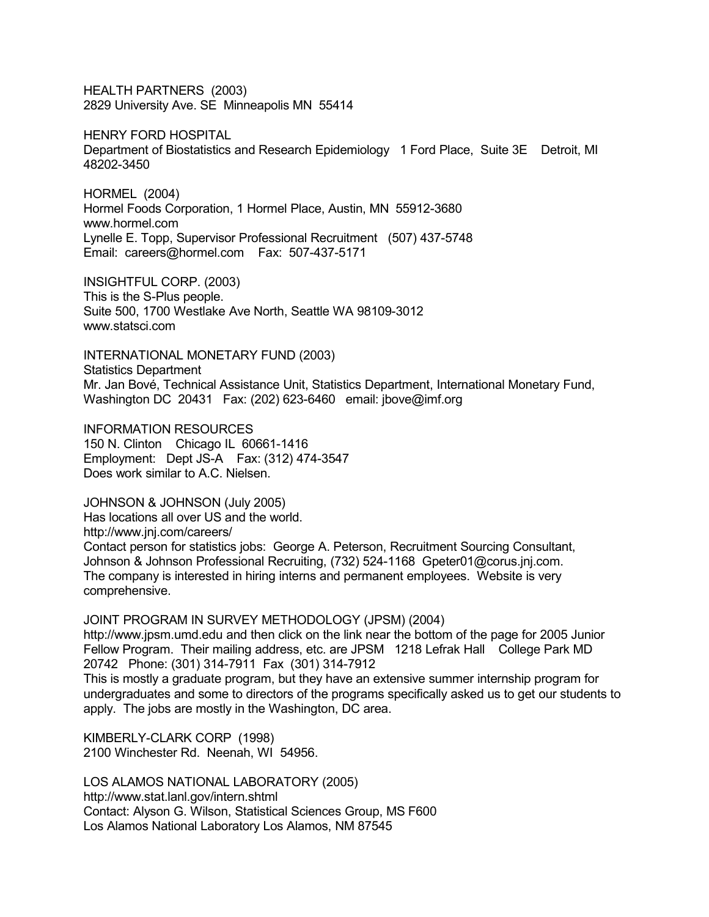HEALTH PARTNERS (2003)
2829 University Ave. SE Minneapolis MN 55414

HENRY FORD HOSPITAL
Department of Biostatistics and Research Epidemiology 1 Ford Place, Suite 3E Detroit, MI 48202-3450

HORMEL (2004)
Hormel Foods Corporation, 1 Hormel Place, Austin, MN 55912-3680
www.hormel.com
Lynelle E. Topp, Supervisor Professional Recruitment (507) 437-5748
Email: careers@hormel.com Fax: 507-437-5171

INSIGHTFUL CORP. (2003)
This is the S-Plus people.
Suite 500, 1700 Westlake Ave North, Seattle WA 98109-3012
www.statsci.com

INTERNATIONAL MONETARY FUND (2003)
Statistics Department
Mr. Jan Bové, Technical Assistance Unit, Statistics Department, International Monetary Fund, Washington DC 20431 Fax: (202) 623-6460 email: jbove@imf.org

INFORMATION RESOURCES
150 N. Clinton Chicago IL 60661-1416
Employment: Dept JS-A Fax: (312) 474-3547
Does work similar to A.C. Nielsen.

JOHNSON & JOHNSON (July 2005)
Has locations all over US and the world.
http://www.jnj.com/careers/
Contact person for statistics jobs: George A. Peterson, Recruitment Sourcing Consultant, Johnson & Johnson Professional Recruiting, (732) 524-1168 Gpeter01@corus.jnj.com.
The company is interested in hiring interns and permanent employees. Website is very comprehensive.

JOINT PROGRAM IN SURVEY METHODOLOGY (JPSM) (2004)
http://www.jpsm.umd.edu and then click on the link near the bottom of the page for 2005 Junior Fellow Program. Their mailing address, etc. are JPSM 1218 Lefrak Hall College Park MD 20742 Phone: (301) 314-7911 Fax (301) 314-7912
This is mostly a graduate program, but they have an extensive summer internship program for undergraduates and some to directors of the programs specifically asked us to get our students to apply. The jobs are mostly in the Washington, DC area.

KIMBERLY-CLARK CORP (1998)
2100 Winchester Rd. Neenah, WI 54956.

LOS ALAMOS NATIONAL LABORATORY (2005)
http://www.stat.lanl.gov/intern.shtml
Contact: Alyson G. Wilson, Statistical Sciences Group, MS F600
Los Alamos National Laboratory Los Alamos, NM 87545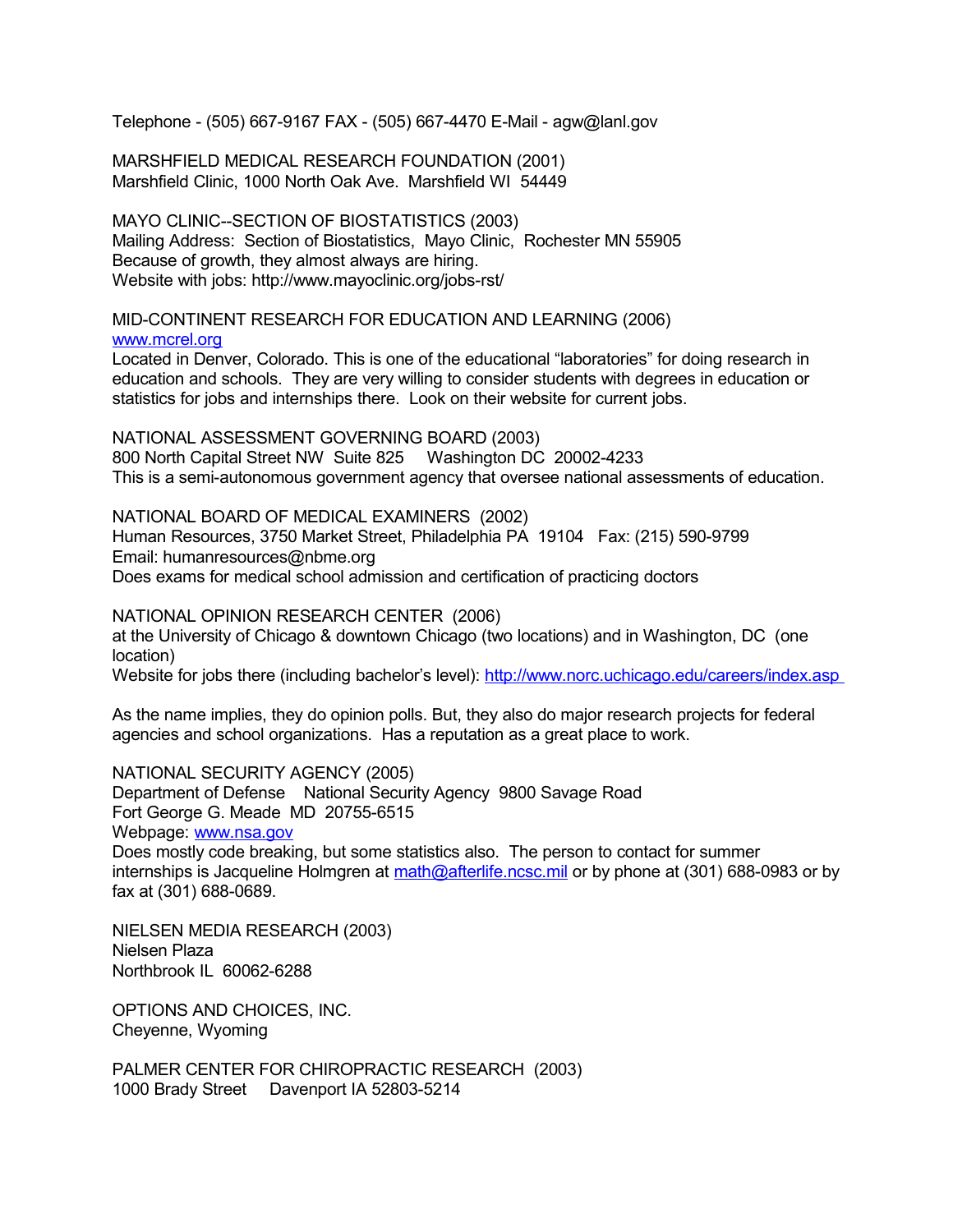Telephone - (505) 667-9167 FAX - (505) 667-4470 E-Mail - agw@lanl.gov

MARSHFIELD MEDICAL RESEARCH FOUNDATION (2001)
Marshfield Clinic, 1000 North Oak Ave. Marshfield WI 54449

MAYO CLINIC--SECTION OF BIOSTATISTICS (2003)
Mailing Address: Section of Biostatistics, Mayo Clinic, Rochester MN 55905
Because of growth, they almost always are hiring.
Website with jobs: http://www.mayoclinic.org/jobs-rst/

MID-CONTINENT RESEARCH FOR EDUCATION AND LEARNING (2006)
[www.mcrel.org](www.mcrel.org)
Located in Denver, Colorado. This is one of the educational “laboratories” for doing research in education and schools. They are very willing to consider students with degrees in education or statistics for jobs and internships there. Look on their website for current jobs.

NATIONAL ASSESSMENT GOVERNING BOARD (2003)
800 North Capital Street NW Suite 825 Washington DC 20002-4233
This is a semi-autonomous government agency that oversee national assessments of education.

NATIONAL BOARD OF MEDICAL EXAMINERS (2002)
Human Resources, 3750 Market Street, Philadelphia PA 19104 Fax: (215) 590-9799
Email: humanresources@nbme.org
Does exams for medical school admission and certification of practicing doctors

NATIONAL OPINION RESEARCH CENTER (2006)
at the University of Chicago & downtown Chicago (two locations) and in Washington, DC (one location)
Website for jobs there (including bachelor’s level): [http://www.norc.uchicago.edu/careers/index.asp](http://www.norc.uchicago.edu/careers/index.asp)

As the name implies, they do opinion polls. But, they also do major research projects for federal agencies and school organizations. Has a reputation as a great place to work.

NATIONAL SECURITY AGENCY (2005)
Department of Defense National Security Agency 9800 Savage Road
Fort George G. Meade MD 20755-6515
Webpage: [www.nsa.gov](www.nsa.gov)
Does mostly code breaking, but some statistics also. The person to contact for summer internships is Jacqueline Holmgren at [math@afterlife.ncsc.mil](mailto:math@afterlife.ncsc.mil) or by phone at (301) 688-0983 or by fax at (301) 688-0689.

NIELSEN MEDIA RESEARCH (2003)
Nielsen Plaza
Northbrook IL 60062-6288

OPTIONS AND CHOICES, INC.
Cheyenne, Wyoming

PALMER CENTER FOR CHIROPRACTIC RESEARCH (2003)
1000 Brady Street Davenport IA 52803-5214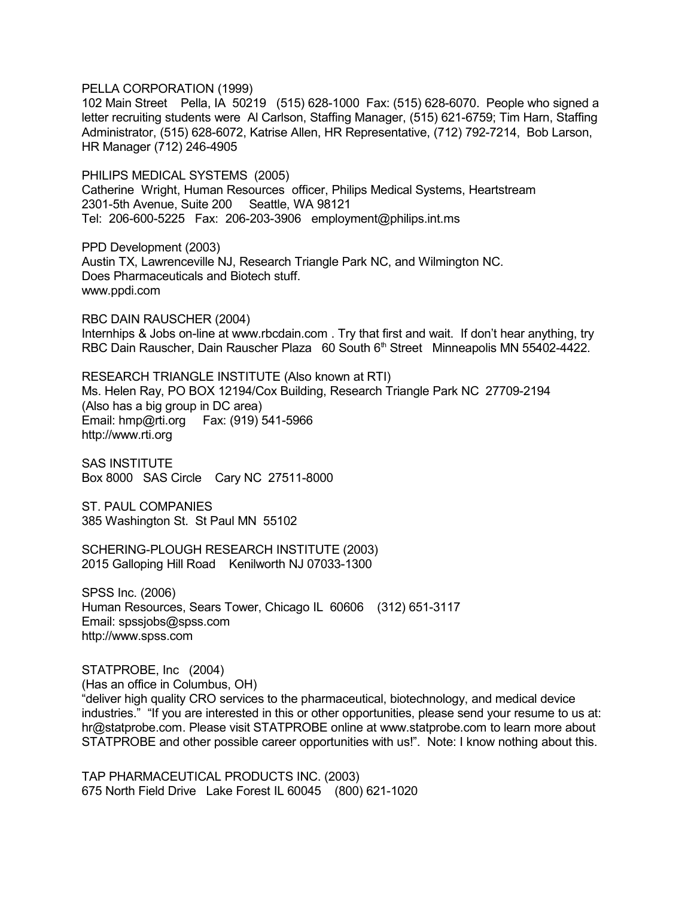PELLA CORPORATION (1999)
102 Main Street Pella, IA 50219 (515) 628-1000 Fax: (515) 628-6070. People who signed a letter recruiting students were Al Carlson, Staffing Manager, (515) 621-6759; Tim Harn, Staffing Administrator, (515) 628-6072, Katrise Allen, HR Representative, (712) 792-7214, Bob Larson, HR Manager (712) 246-4905

PHILIPS MEDICAL SYSTEMS (2005)
Catherine Wright, Human Resources officer, Philips Medical Systems, Heartstream
2301-5th Avenue, Suite 200 Seattle, WA 98121
Tel: 206-600-5225 Fax: 206-203-3906 employment@philips.int.ms

PPD Development (2003)
Austin TX, Lawrenceville NJ, Research Triangle Park NC, and Wilmington NC.
Does Pharmaceuticals and Biotech stuff.
www.ppdi.com

RBC DAIN RAUSCHER (2004)
Internhips & Jobs on-line at www.rbcdain.com . Try that first and wait. If don't hear anything, try RBC Dain Rauscher, Dain Rauscher Plaza 60 South 6th Street Minneapolis MN 55402-4422.

RESEARCH TRIANGLE INSTITUTE (Also known at RTI)
Ms. Helen Ray, PO BOX 12194/Cox Building, Research Triangle Park NC 27709-2194
(Also has a big group in DC area)
Email: hmp@rti.org Fax: (919) 541-5966
http://www.rti.org

SAS INSTITUTE
Box 8000 SAS Circle Cary NC 27511-8000

ST. PAUL COMPANIES
385 Washington St. St Paul MN 55102

SCHERING-PLOUGH RESEARCH INSTITUTE (2003)
2015 Galloping Hill Road Kenilworth NJ 07033-1300

SPSS Inc. (2006)
Human Resources, Sears Tower, Chicago IL 60606 (312) 651-3117
Email: spssjobs@spss.com
http://www.spss.com

STATPROBE, Inc (2004)
(Has an office in Columbus, OH)
"deliver high quality CRO services to the pharmaceutical, biotechnology, and medical device industries." "If you are interested in this or other opportunities, please send your resume to us at: hr@statprobe.com. Please visit STATPROBE online at www.statprobe.com to learn more about STATPROBE and other possible career opportunities with us!". Note: I know nothing about this.

TAP PHARMACEUTICAL PRODUCTS INC. (2003)
675 North Field Drive Lake Forest IL 60045 (800) 621-1020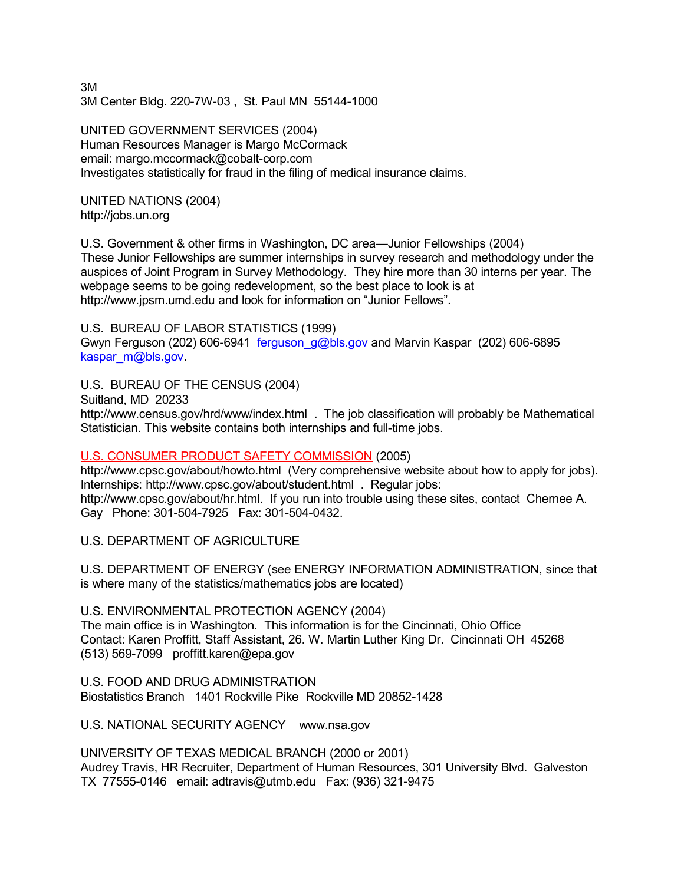3M
3M Center Bldg. 220-7W-03 , St. Paul MN 55144-1000

UNITED GOVERNMENT SERVICES (2004)
Human Resources Manager is Margo McCormack
email: margo.mccormack@cobalt-corp.com
Investigates statistically for fraud in the filing of medical insurance claims.

UNITED NATIONS (2004)
http://jobs.un.org

U.S. Government & other firms in Washington, DC area—Junior Fellowships (2004)
These Junior Fellowships are summer internships in survey research and methodology under the auspices of Joint Program in Survey Methodology. They hire more than 30 interns per year. The webpage seems to be going redevelopment, so the best place to look is at http://www.jpsm.umd.edu and look for information on "Junior Fellows".

U.S. BUREAU OF LABOR STATISTICS (1999)
Gwyn Ferguson (202) 606-6941 ferguson_g@bls.gov and Marvin Kaspar (202) 606-6895 kaspar_m@bls.gov.

U.S. BUREAU OF THE CENSUS (2004)
Suitland, MD 20233
http://www.census.gov/hrd/www/index.html . The job classification will probably be Mathematical Statistician. This website contains both internships and full-time jobs.

U.S. CONSUMER PRODUCT SAFETY COMMISSION (2005)
http://www.cpsc.gov/about/howto.html (Very comprehensive website about how to apply for jobs). Internships: http://www.cpsc.gov/about/student.html . Regular jobs: http://www.cpsc.gov/about/hr.html. If you run into trouble using these sites, contact Chernee A. Gay Phone: 301-504-7925 Fax: 301-504-0432.

U.S. DEPARTMENT OF AGRICULTURE

U.S. DEPARTMENT OF ENERGY (see ENERGY INFORMATION ADMINISTRATION, since that is where many of the statistics/mathematics jobs are located)

U.S. ENVIRONMENTAL PROTECTION AGENCY (2004)
The main office is in Washington. This information is for the Cincinnati, Ohio Office
Contact: Karen Proffitt, Staff Assistant, 26. W. Martin Luther King Dr. Cincinnati OH 45268
(513) 569-7099 proffitt.karen@epa.gov

U.S. FOOD AND DRUG ADMINISTRATION
Biostatistics Branch 1401 Rockville Pike Rockville MD 20852-1428

U.S. NATIONAL SECURITY AGENCY www.nsa.gov

UNIVERSITY OF TEXAS MEDICAL BRANCH (2000 or 2001)
Audrey Travis, HR Recruiter, Department of Human Resources, 301 University Blvd. Galveston TX 77555-0146 email: adtravis@utmb.edu Fax: (936) 321-9475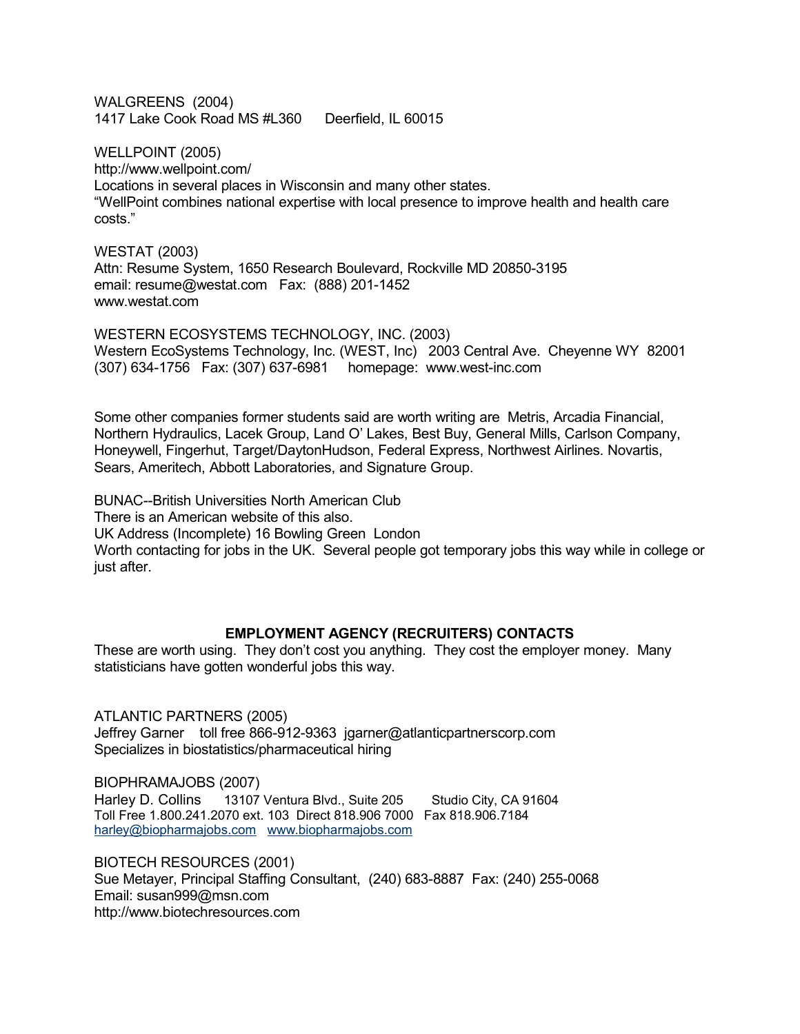WALGREENS (2004)
1417 Lake Cook Road MS #L360    Deerfield, IL 60015

WELLPOINT (2005)
http://www.wellpoint.com/
Locations in several places in Wisconsin and many other states.
"WellPoint combines national expertise with local presence to improve health and health care costs."

WESTAT (2003)
Attn: Resume System, 1650 Research Boulevard, Rockville MD 20850-3195
email: resume@westat.com   Fax: (888) 201-1452
www.westat.com

WESTERN ECOSYSTEMS TECHNOLOGY, INC. (2003)
Western EcoSystems Technology, Inc. (WEST, Inc)   2003 Central Ave. Cheyenne WY 82001
(307) 634-1756   Fax: (307) 637-6981     homepage: www.west-inc.com

Some other companies former students said are worth writing are Metris, Arcadia Financial, Northern Hydraulics, Lacek Group, Land O' Lakes, Best Buy, General Mills, Carlson Company, Honeywell, Fingerhut, Target/DaytonHudson, Federal Express, Northwest Airlines. Novartis, Sears, Ameritech, Abbott Laboratories, and Signature Group.

BUNAC--British Universities North American Club
There is an American website of this also.
UK Address (Incomplete) 16 Bowling Green London
Worth contacting for jobs in the UK. Several people got temporary jobs this way while in college or just after.

## EMPLOYMENT AGENCY (RECRUITERS) CONTACTS

These are worth using. They don't cost you anything. They cost the employer money. Many statisticians have gotten wonderful jobs this way.

ATLANTIC PARTNERS (2005)
Jeffrey Garner   toll free 866-912-9363  jgarner@atlanticpartnerscorp.com
Specializes in biostatistics/pharmaceutical hiring

BIOPHRAMAJOBS (2007)
Harley D. Collins   13107 Ventura Blvd., Suite 205   Studio City, CA 91604
Toll Free 1.800.241.2070 ext. 103  Direct 818.906 7000   Fax 818.906.7184
harley@biopharmajobs.com   www.biopharmajobs.com

BIOTECH RESOURCES (2001)
Sue Metayer, Principal Staffing Consultant, (240) 683-8887  Fax: (240) 255-0068
Email: susan999@msn.com
http://www.biotechresources.com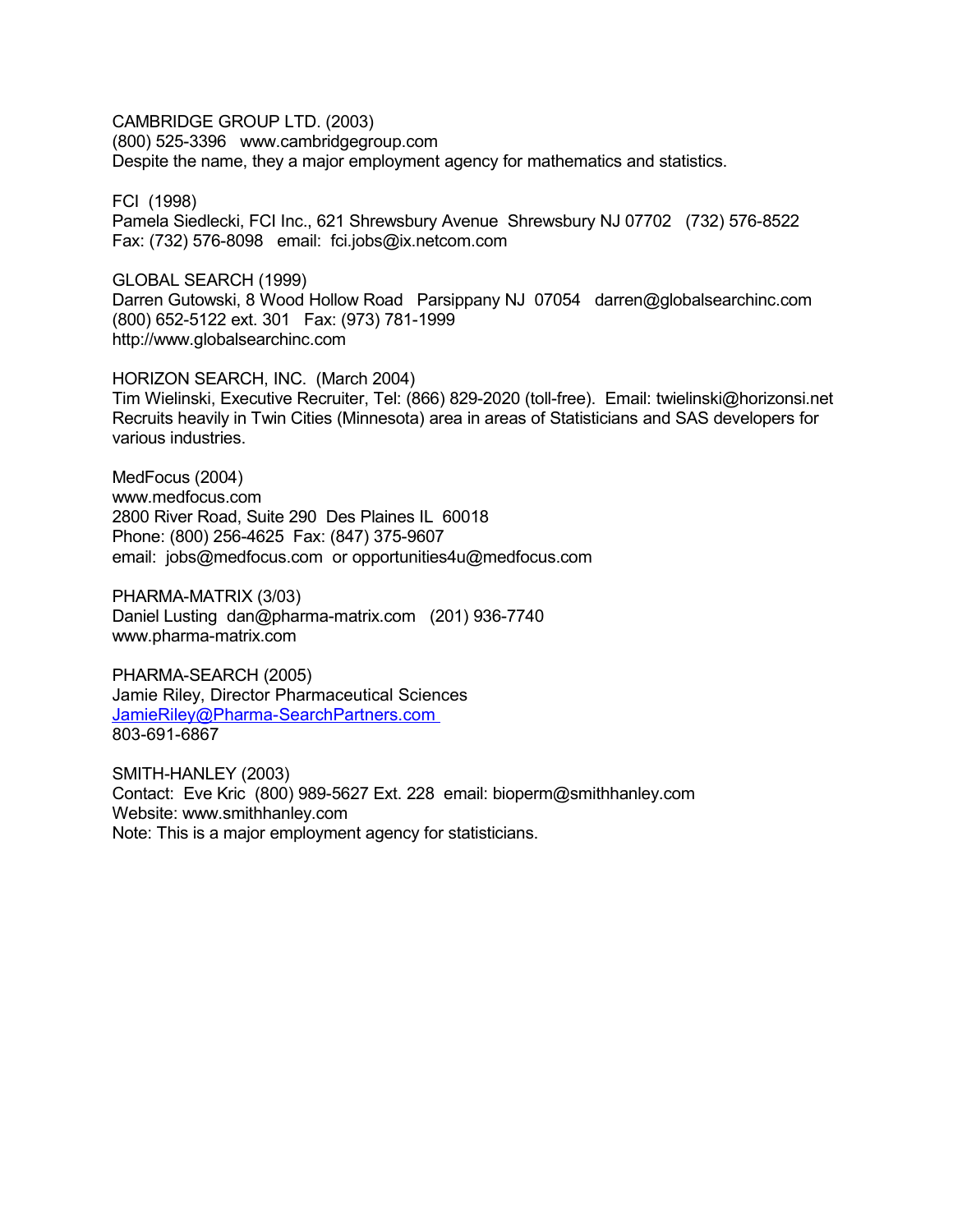CAMBRIDGE GROUP LTD. (2003)
(800) 525-3396   www.cambridgegroup.com
Despite the name, they a major employment agency for mathematics and statistics.

FCI  (1998)
Pamela Siedlecki, FCI Inc., 621 Shrewsbury Avenue  Shrewsbury NJ 07702   (732) 576-8522
Fax: (732) 576-8098   email:  fci.jobs@ix.netcom.com

GLOBAL SEARCH (1999)
Darren Gutowski, 8 Wood Hollow Road   Parsippany NJ  07054   darren@globalsearchinc.com
(800) 652-5122 ext. 301   Fax: (973) 781-1999
http://www.globalsearchinc.com

HORIZON SEARCH, INC.  (March 2004)
Tim Wielinski, Executive Recruiter, Tel: (866) 829-2020 (toll-free).  Email: twielinski@horizonsi.net
Recruits heavily in Twin Cities (Minnesota) area in areas of Statisticians and SAS developers for various industries.

MedFocus (2004)
www.medfocus.com
2800 River Road, Suite 290  Des Plaines IL  60018
Phone: (800) 256-4625  Fax: (847) 375-9607
email:  jobs@medfocus.com  or opportunities4u@medfocus.com

PHARMA-MATRIX (3/03)
Daniel Lusting  dan@pharma-matrix.com   (201) 936-7740
www.pharma-matrix.com

PHARMA-SEARCH (2005)
Jamie Riley, Director Pharmaceutical Sciences
JamieRiley@Pharma-SearchPartners.com
803-691-6867

SMITH-HANLEY (2003)
Contact:  Eve Kric  (800) 989-5627 Ext. 228  email: bioperm@smithhanley.com
Website: www.smithhanley.com
Note: This is a major employment agency for statisticians.